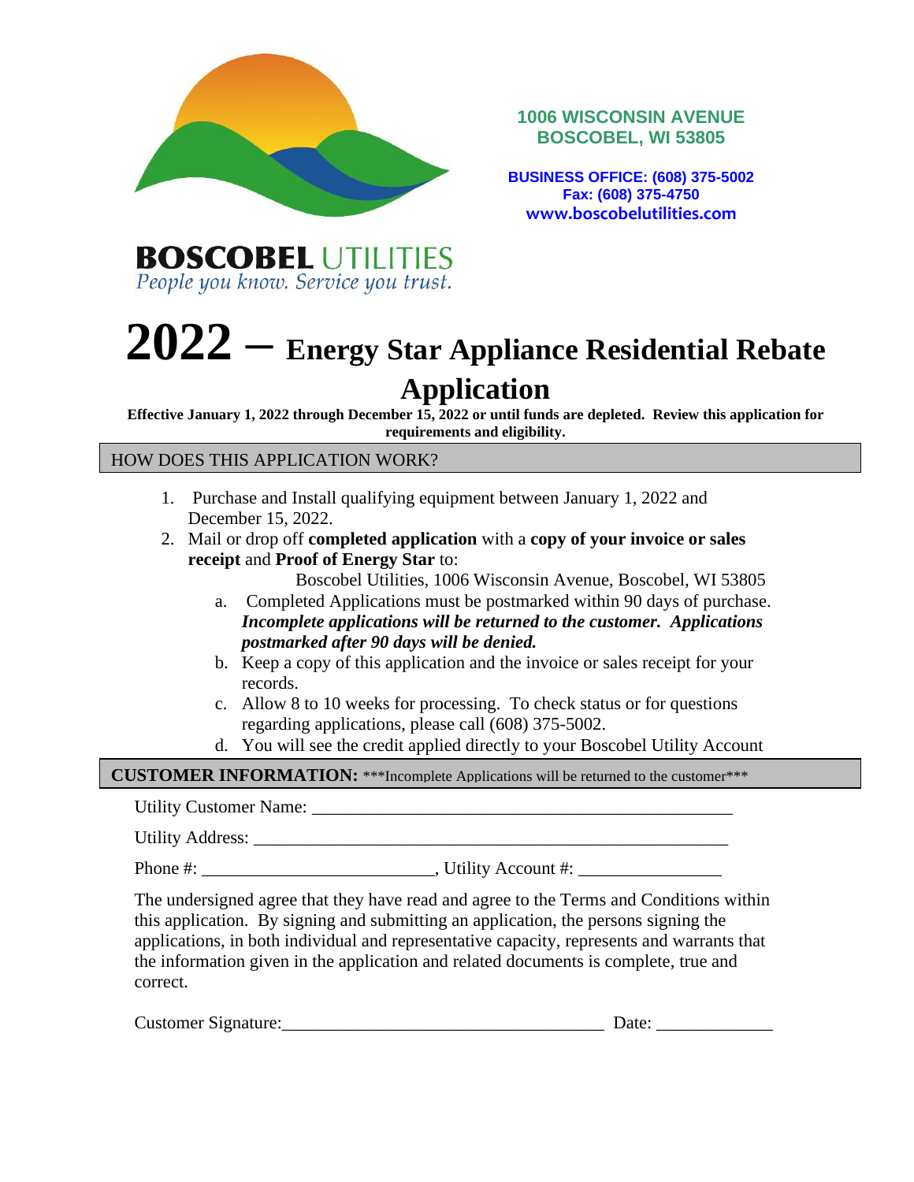**BOSCOBEL** UTILITIES
*People you know. Service you trust.*

**1006 WISCONSIN AVENUE**
**BOSCOBEL, WI 53805**

**BUSINESS OFFICE: (608) 375-5002**
**Fax: (608) 375-4750**
**www.boscobelutilities.com**

# 2022 – Energy Star Appliance Residential Rebate Application

**Effective January 1, 2022 through December 15, 2022 or until funds are depleted. Review this application for requirements and eligibility.**

## HOW DOES THIS APPLICATION WORK?

1. Purchase and Install qualifying equipment between January 1, 2022 and December 15, 2022.
2. Mail or drop off **completed application** with a **copy of your invoice or sales receipt** and **Proof of Energy Star** to:

   Boscobel Utilities, 1006 Wisconsin Avenue, Boscobel, WI 53805

   a. Completed Applications must be postmarked within 90 days of purchase. ***Incomplete applications will be returned to the customer. Applications postmarked after 90 days will be denied.***
   b. Keep a copy of this application and the invoice or sales receipt for your records.
   c. Allow 8 to 10 weeks for processing. To check status or for questions regarding applications, please call (608) 375-5002.
   d. You will see the credit applied directly to your Boscobel Utility Account

## CUSTOMER INFORMATION: ***Incomplete Applications will be returned to the customer***

Utility Customer Name: _______________________________________________

Utility Address: _____________________________________________________

Phone #: _________________________, Utility Account #: _______________

The undersigned agree that they have read and agree to the Terms and Conditions within this application. By signing and submitting an application, the persons signing the applications, in both individual and representative capacity, represents and warrants that the information given in the application and related documents is complete, true and correct.

Customer Signature:___________________________________ Date: _____________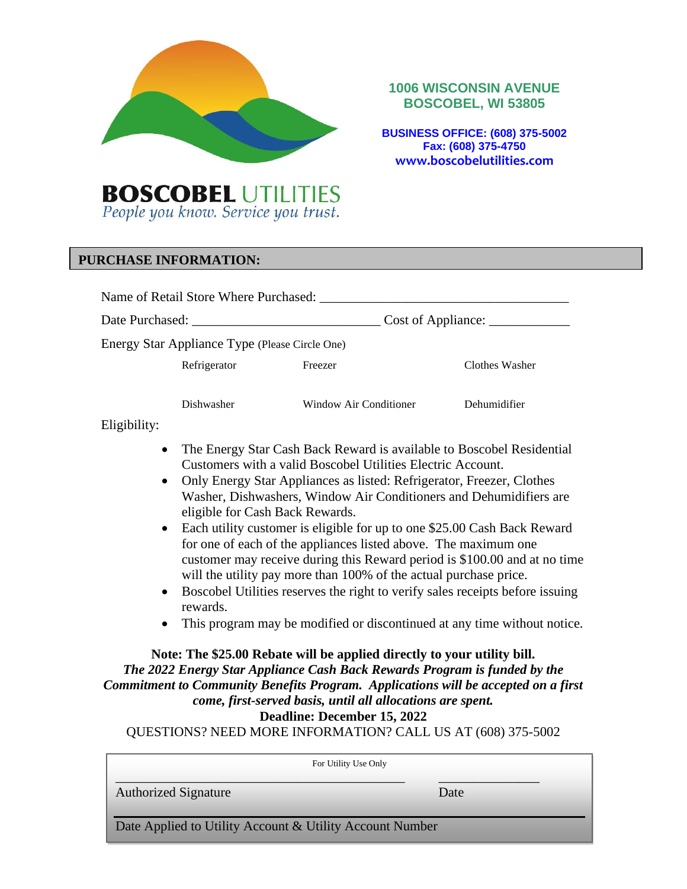**1006 WISCONSIN AVENUE**
**BOSCOBEL, WI 53805**

**BUSINESS OFFICE: (608) 375-5002**
**Fax: (608) 375-4750**
**www.boscobelutilities.com**

**BOSCOBEL** UTILITIES
*People you know. Service you trust.*

## PURCHASE INFORMATION:

Name of Retail Store Where Purchased: ____________________________________

Date Purchased: ___________________________ Cost of Appliance: ___________

Energy Star Appliance Type (Please Circle One)

| | | |
|---|---|---|
| Refrigerator | Freezer | Clothes Washer |
| Dishwasher | Window Air Conditioner | Dehumidifier |

Eligibility:

- The Energy Star Cash Back Reward is available to Boscobel Residential Customers with a valid Boscobel Utilities Electric Account.
- Only Energy Star Appliances as listed: Refrigerator, Freezer, Clothes Washer, Dishwashers, Window Air Conditioners and Dehumidifiers are eligible for Cash Back Rewards.
- Each utility customer is eligible for up to one $25.00 Cash Back Reward for one of each of the appliances listed above. The maximum one customer may receive during this Reward period is $100.00 and at no time will the utility pay more than 100% of the actual purchase price.
- Boscobel Utilities reserves the right to verify sales receipts before issuing rewards.
- This program may be modified or discontinued at any time without notice.

**Note: The $25.00 Rebate will be applied directly to your utility bill.**
***The 2022 Energy Star Appliance Cash Back Rewards Program is funded by the Commitment to Community Benefits Program. Applications will be accepted on a first come, first-served basis, until all allocations are spent.***
**Deadline: December 15, 2022**
QUESTIONS? NEED MORE INFORMATION? CALL US AT (608) 375-5002

For Utility Use Only

_____________________________________________ _______________
Authorized Signature Date

Date Applied to Utility Account & Utility Account Number